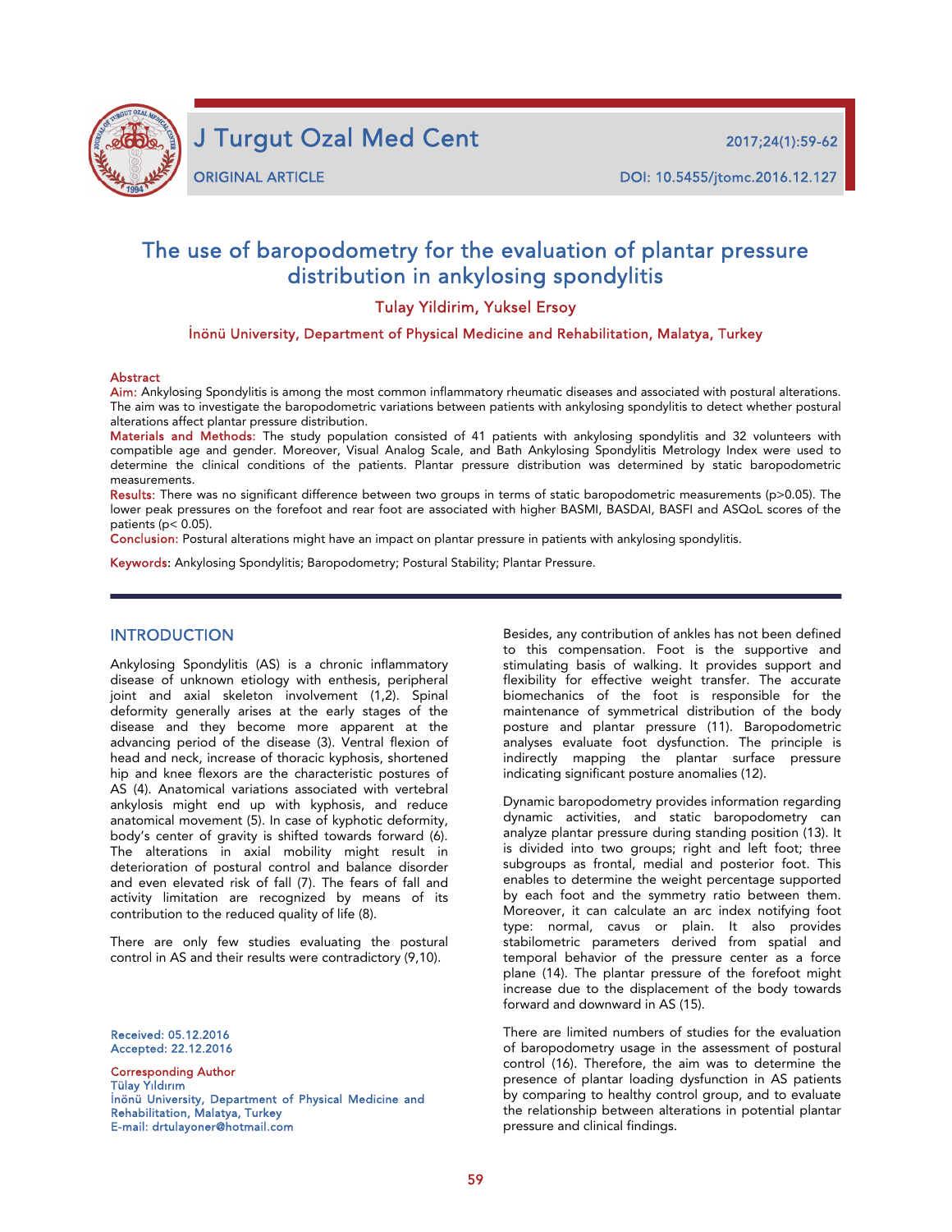# The use of baropodometry for the evaluation of plantar pressure distribution in ankylosing spondylitis

Tulay Yildirim, Yuksel Ersoy

İnönü University, Department of Physical Medicine and Rehabilitation, Malatya, Turkey

## Abstract

**Aim:** Ankylosing Spondylitis is among the most common inflammatory rheumatic diseases and associated with postural alterations. The aim was to investigate the baropodometric variations between patients with ankylosing spondylitis to detect whether postural alterations affect plantar pressure distribution.

**Materials and Methods:** The study population consisted of 41 patients with ankylosing spondylitis and 32 volunteers with compatible age and gender. Moreover, Visual Analog Scale, and Bath Ankylosing Spondylitis Metrology Index were used to determine the clinical conditions of the patients. Plantar pressure distribution was determined by static baropodometric measurements.

**Results:** There was no significant difference between two groups in terms of static baropodometric measurements ($p>0.05$). The lower peak pressures on the forefoot and rear foot are associated with higher BASMI, BASDAI, BASFI and ASQoL scores of the patients ($p< 0.05$).

**Conclusion:** Postural alterations might have an impact on plantar pressure in patients with ankylosing spondylitis.

**Keywords:** Ankylosing Spondylitis; Baropodometry; Postural Stability; Plantar Pressure.

## INTRODUCTION

Ankylosing Spondylitis (AS) is a chronic inflammatory disease of unknown etiology with enthesis, peripheral joint and axial skeleton involvement (1,2). Spinal deformity generally arises at the early stages of the disease and they become more apparent at the advancing period of the disease (3). Ventral flexion of head and neck, increase of thoracic kyphosis, shortened hip and knee flexors are the characteristic postures of AS (4). Anatomical variations associated with vertebral ankylosis might end up with kyphosis, and reduce anatomical movement (5). In case of kyphotic deformity, body's center of gravity is shifted towards forward (6). The alterations in axial mobility might result in deterioration of postural control and balance disorder and even elevated risk of fall (7). The fears of fall and activity limitation are recognized by means of its contribution to the reduced quality of life (8).

There are only few studies evaluating the postural control in AS and their results were contradictory (9,10).

Received: 05.12.2016
Accepted: 22.12.2016

Corresponding Author
Tülay Yıldırım
İnönü University, Department of Physical Medicine and Rehabilitation, Malatya, Turkey
E-mail: drtulayoner@hotmail.com

Besides, any contribution of ankles has not been defined to this compensation. Foot is the supportive and stimulating basis of walking. It provides support and flexibility for effective weight transfer. The accurate biomechanics of the foot is responsible for the maintenance of symmetrical distribution of the body posture and plantar pressure (11). Baropodometric analyses evaluate foot dysfunction. The principle is indirectly mapping the plantar surface pressure indicating significant posture anomalies (12).

Dynamic baropodometry provides information regarding dynamic activities, and static baropodometry can analyze plantar pressure during standing position (13). It is divided into two groups; right and left foot; three subgroups as frontal, medial and posterior foot. This enables to determine the weight percentage supported by each foot and the symmetry ratio between them. Moreover, it can calculate an arc index notifying foot type: normal, cavus or plain. It also provides stabilometric parameters derived from spatial and temporal behavior of the pressure center as a force plane (14). The plantar pressure of the forefoot might increase due to the displacement of the body towards forward and downward in AS (15).

There are limited numbers of studies for the evaluation of baropodometry usage in the assessment of postural control (16). Therefore, the aim was to determine the presence of plantar loading dysfunction in AS patients by comparing to healthy control group, and to evaluate the relationship between alterations in potential plantar pressure and clinical findings.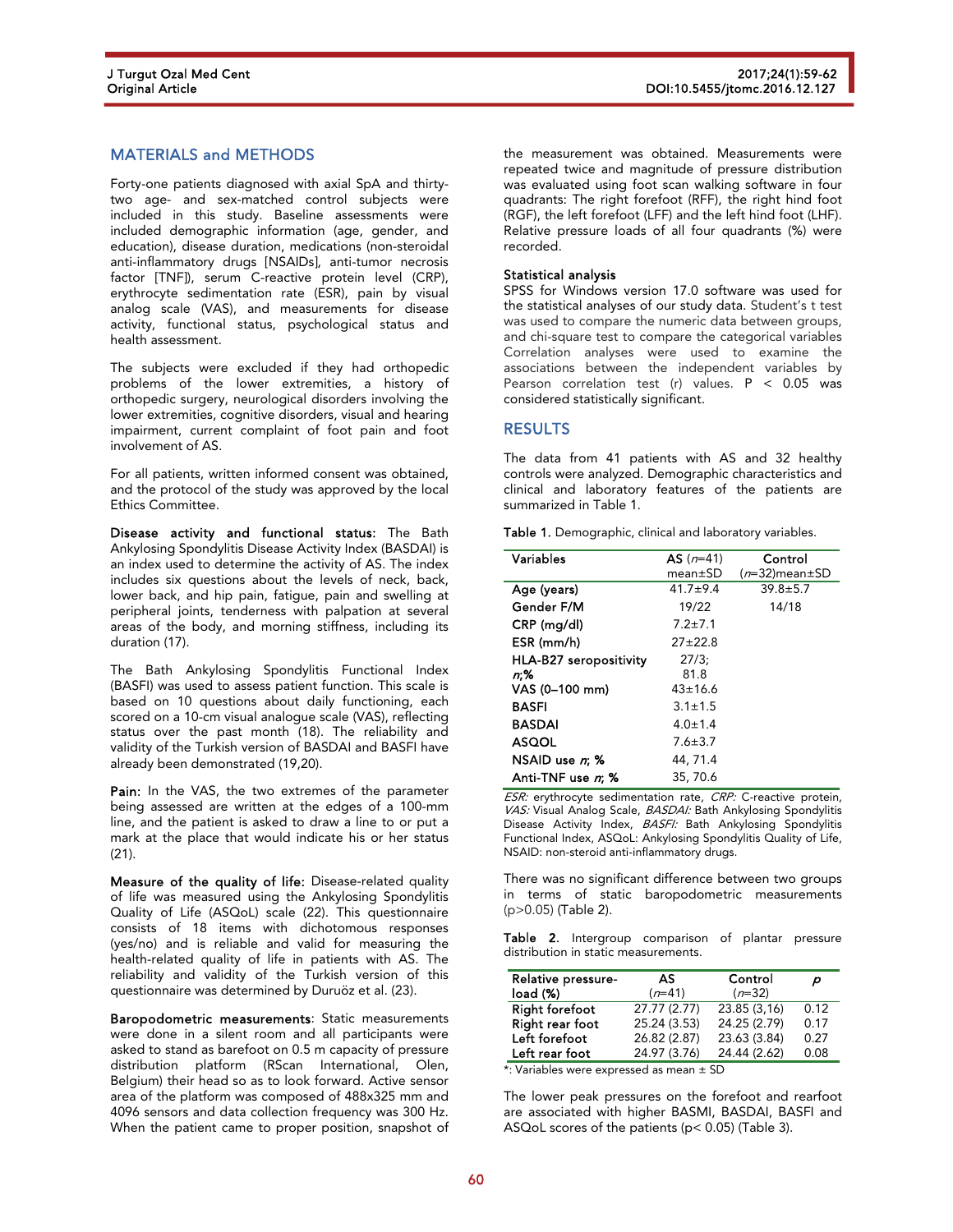## MATERIALS and METHODS

Forty-one patients diagnosed with axial SpA and thirty-two age- and sex-matched control subjects were included in this study. Baseline assessments were included demographic information (age, gender, and education), disease duration, medications (non-steroidal anti-inflammatory drugs [NSAIDs], anti-tumor necrosis factor [TNF]), serum C-reactive protein level (CRP), erythrocyte sedimentation rate (ESR), pain by visual analog scale (VAS), and measurements for disease activity, functional status, psychological status and health assessment.

The subjects were excluded if they had orthopedic problems of the lower extremities, a history of orthopedic surgery, neurological disorders involving the lower extremities, cognitive disorders, visual and hearing impairment, current complaint of foot pain and foot involvement of AS.

For all patients, written informed consent was obtained, and the protocol of the study was approved by the local Ethics Committee.

**Disease activity and functional status**: The Bath Ankylosing Spondylitis Disease Activity Index (BASDAI) is an index used to determine the activity of AS. The index includes six questions about the levels of neck, back, lower back, and hip pain, fatigue, pain and swelling at peripheral joints, tenderness with palpation at several areas of the body, and morning stiffness, including its duration (17).

The Bath Ankylosing Spondylitis Functional Index (BASFI) was used to assess patient function. This scale is based on 10 questions about daily functioning, each scored on a 10-cm visual analogue scale (VAS), reflecting status over the past month (18). The reliability and validity of the Turkish version of BASDAI and BASFI have already been demonstrated (19,20).

**Pain**: In the VAS, the two extremes of the parameter being assessed are written at the edges of a 100-mm line, and the patient is asked to draw a line to or put a mark at the place that would indicate his or her status (21).

**Measure of the quality of life**: Disease-related quality of life was measured using the Ankylosing Spondylitis Quality of Life (ASQoL) scale (22). This questionnaire consists of 18 items with dichotomous responses (yes/no) and is reliable and valid for measuring the health-related quality of life in patients with AS. The reliability and validity of the Turkish version of this questionnaire was determined by Duruöz et al. (23).

**Baropodometric measurements**: Static measurements were done in a silent room and all participants were asked to stand as barefoot on 0.5 m capacity of pressure distribution platform (RScan International, Olen, Belgium) their head so as to look forward. Active sensor area of the platform was composed of 488x325 mm and 4096 sensors and data collection frequency was 300 Hz. When the patient came to proper position, snapshot of the measurement was obtained. Measurements were repeated twice and magnitude of pressure distribution was evaluated using foot scan walking software in four quadrants: The right forefoot (RFF), the right hind foot (RGF), the left forefoot (LFF) and the left hind foot (LHF). Relative pressure loads of all four quadrants (%) were recorded.

**Statistical analysis**

SPSS for Windows version 17.0 software was used for the statistical analyses of our study data. Student's t test was used to compare the numeric data between groups, and chi-square test to compare the categorical variables Correlation analyses were used to examine the associations between the independent variables by Pearson correlation test (r) values. $P < 0.05$ was considered statistically significant.

## RESULTS

The data from 41 patients with AS and 32 healthy controls were analyzed. Demographic characteristics and clinical and laboratory features of the patients are summarized in Table 1.

**Table 1.** Demographic, clinical and laboratory variables.

| Variables | AS (*n*=41) mean±SD | Control (*n*=32)mean±SD |
|---|---|---|
| Age (years) | 41.7±9.4 | 39.8±5.7 |
| Gender F/M | 19/22 | 14/18 |
| CRP (mg/dl) | 7.2±7.1 | |
| ESR (mm/h) | 27±22.8 | |
| HLA-B27 seropositivity *n*;% | 27/3; 81.8 | |
| VAS (0–100 mm) | 43±16.6 | |
| BASFI | 3.1±1.5 | |
| BASDAI | 4.0±1.4 | |
| ASQOL | 7.6±3.7 | |
| NSAID use *n*; % | 44, 71.4 | |
| Anti-TNF use *n*; % | 35, 70.6 | |

*ESR:* erythrocyte sedimentation rate, *CRP:* C-reactive protein, *VAS:* Visual Analog Scale, *BASDAI:* Bath Ankylosing Spondylitis Disease Activity Index, *BASFI:* Bath Ankylosing Spondylitis Functional Index, ASQoL: Ankylosing Spondylitis Quality of Life, NSAID: non-steroid anti-inflammatory drugs.

There was no significant difference between two groups in terms of static baropodometric measurements ($p>0.05$) (Table 2).

**Table 2.** Intergroup comparison of plantar pressure distribution in static measurements.

| Relative pressure-load (%) | AS (*n*=41) | Control (*n*=32) | *p* |
|---|---|---|---|
| Right forefoot | 27.77 (2.77) | 23.85 (3,16) | 0.12 |
| Right rear foot | 25.24 (3.53) | 24.25 (2.79) | 0.17 |
| Left forefoot | 26.82 (2.87) | 23.63 (3.84) | 0.27 |
| Left rear foot | 24.97 (3.76) | 24.44 (2.62) | 0.08 |

*: Variables were expressed as mean ± SD

The lower peak pressures on the forefoot and rearfoot are associated with higher BASMI, BASDAI, BASFI and ASQoL scores of the patients ($p< 0.05$) (Table 3).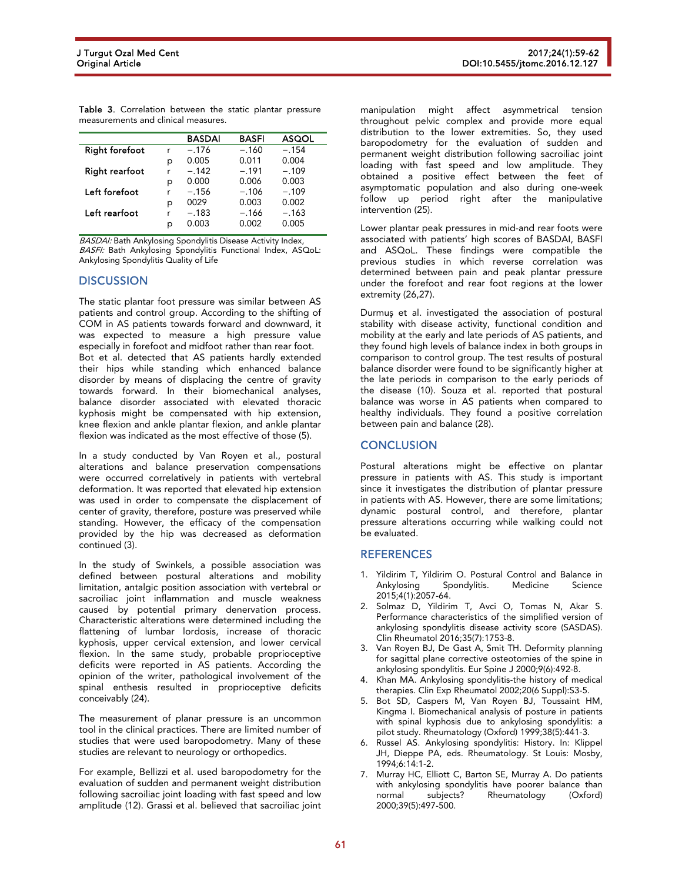Table 3. Correlation between the static plantar pressure measurements and clinical measures.

| | | BASDAI | BASFI | ASQOL |
|---|---|---|---|---|
| Right forefoot | r | −.176 | −.160 | −.154 |
| | p | 0.005 | 0.011 | 0.004 |
| Right rearfoot | r | −.142 | −.191 | −.109 |
| | p | 0.000 | 0.006 | 0.003 |
| Left forefoot | r | −.156 | −.106 | −.109 |
| | p | 0029 | 0.003 | 0.002 |
| Left rearfoot | r | −.183 | −.166 | −.163 |
| | p | 0.003 | 0.002 | 0.005 |

*BASDAI:* Bath Ankylosing Spondylitis Disease Activity Index, *BASFI:* Bath Ankylosing Spondylitis Functional Index, ASQoL: Ankylosing Spondylitis Quality of Life

## DISCUSSION

The static plantar foot pressure was similar between AS patients and control group. According to the shifting of COM in AS patients towards forward and downward, it was expected to measure a high pressure value especially in forefoot and midfoot rather than rear foot. Bot et al. detected that AS patients hardly extended their hips while standing which enhanced balance disorder by means of displacing the centre of gravity towards forward. In their biomechanical analyses, balance disorder associated with elevated thoracic kyphosis might be compensated with hip extension, knee flexion and ankle plantar flexion, and ankle plantar flexion was indicated as the most effective of those (5).

In a study conducted by Van Royen et al., postural alterations and balance preservation compensations were occurred correlatively in patients with vertebral deformation. It was reported that elevated hip extension was used in order to compensate the displacement of center of gravity, therefore, posture was preserved while standing. However, the efficacy of the compensation provided by the hip was decreased as deformation continued (3).

In the study of Swinkels, a possible association was defined between postural alterations and mobility limitation, antalgic position association with vertebral or sacroiliac joint inflammation and muscle weakness caused by potential primary denervation process. Characteristic alterations were determined including the flattening of lumbar lordosis, increase of thoracic kyphosis, upper cervical extension, and lower cervical flexion. In the same study, probable proprioceptive deficits were reported in AS patients. According the opinion of the writer, pathological involvement of the spinal enthesis resulted in proprioceptive deficits conceivably (24).

The measurement of planar pressure is an uncommon tool in the clinical practices. There are limited number of studies that were used baropodometry. Many of these studies are relevant to neurology or orthopedics.

For example, Bellizzi et al. used baropodometry for the evaluation of sudden and permanent weight distribution following sacroiliac joint loading with fast speed and low amplitude (12). Grassi et al. believed that sacroiliac joint manipulation might affect asymmetrical tension throughout pelvic complex and provide more equal distribution to the lower extremities. So, they used baropodometry for the evaluation of sudden and permanent weight distribution following sacroiliac joint loading with fast speed and low amplitude. They obtained a positive effect between the feet of asymptomatic population and also during one-week follow up period right after the manipulative intervention (25).

Lower plantar peak pressures in mid-and rear foots were associated with patients' high scores of BASDAI, BASFI and ASQoL. These findings were compatible the previous studies in which reverse correlation was determined between pain and peak plantar pressure under the forefoot and rear foot regions at the lower extremity (26,27).

Durmuş et al. investigated the association of postural stability with disease activity, functional condition and mobility at the early and late periods of AS patients, and they found high levels of balance index in both groups in comparison to control group. The test results of postural balance disorder were found to be significantly higher at the late periods in comparison to the early periods of the disease (10). Souza et al. reported that postural balance was worse in AS patients when compared to healthy individuals. They found a positive correlation between pain and balance (28).

## CONCLUSION

Postural alterations might be effective on plantar pressure in patients with AS. This study is important since it investigates the distribution of plantar pressure in patients with AS. However, there are some limitations; dynamic postural control, and therefore, plantar pressure alterations occurring while walking could not be evaluated.

## REFERENCES

1. Yildirim T, Yildirim O. Postural Control and Balance in Ankylosing Spondylitis. Medicine Science 2015;4(1):2057-64.
2. Solmaz D, Yildirim T, Avci O, Tomas N, Akar S. Performance characteristics of the simplified version of ankylosing spondylitis disease activity score (SASDAS). Clin Rheumatol 2016;35(7):1753-8.
3. Van Royen BJ, De Gast A, Smit TH. Deformity planning for sagittal plane corrective osteotomies of the spine in ankylosing spondylitis. Eur Spine J 2000;9(6):492-8.
4. Khan MA. Ankylosing spondylitis-the history of medical therapies. Clin Exp Rheumatol 2002;20(6 Suppl):S3-5.
5. Bot SD, Caspers M, Van Royen BJ, Toussaint HM, Kingma I. Biomechanical analysis of posture in patients with spinal kyphosis due to ankylosing spondylitis: a pilot study. Rheumatology (Oxford) 1999;38(5):441-3.
6. Russel AS. Ankylosing spondylitis: History. In: Klippel JH, Dieppe PA, eds. Rheumatology. St Louis: Mosby, 1994;6:14:1-2.
7. Murray HC, Elliott C, Barton SE, Murray A. Do patients with ankylosing spondylitis have poorer balance than normal subjects? Rheumatology (Oxford) 2000;39(5):497-500.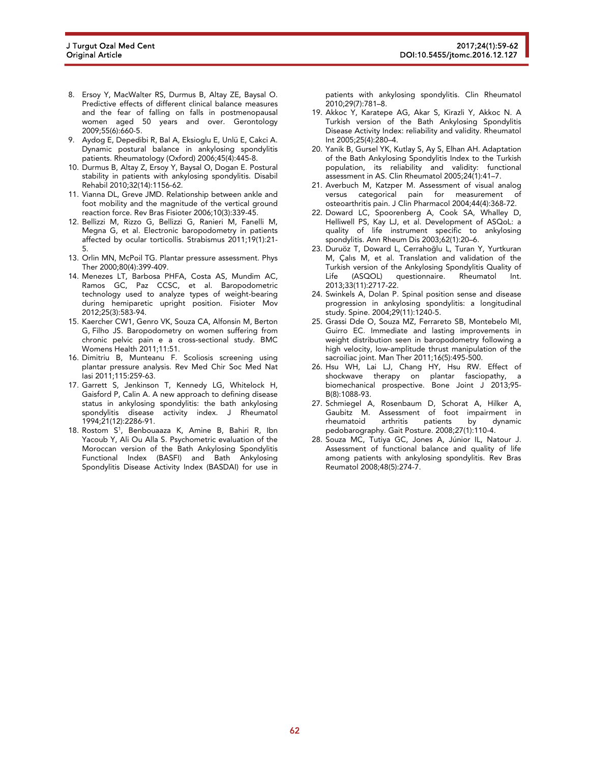8. Ersoy Y, MacWalter RS, Durmus B, Altay ZE, Baysal O. Predictive effects of different clinical balance measures and the fear of falling on falls in postmenopausal women aged 50 years and over. Gerontology 2009;55(6):660-5.
9. Aydog E, Depedibi R, Bal A, Eksioglu E, Unlü E, Cakci A. Dynamic postural balance in ankylosing spondylitis patients. Rheumatology (Oxford) 2006;45(4):445-8.
10. Durmus B, Altay Z, Ersoy Y, Baysal O, Dogan E. Postural stability in patients with ankylosing spondylitis. Disabil Rehabil 2010;32(14):1156-62.
11. Vianna DL, Greve JMD. Relationship between ankle and foot mobility and the magnitude of the vertical ground reaction force. Rev Bras Fisioter 2006;10(3):339-45.
12. Bellizzi M, Rizzo G, Bellizzi G, Ranieri M, Fanelli M, Megna G, et al. Electronic baropodometry in patients affected by ocular torticollis. Strabismus 2011;19(1):21-5.
13. Orlin MN, McPoil TG. Plantar pressure assessment. Phys Ther 2000;80(4):399-409.
14. Menezes LT, Barbosa PHFA, Costa AS, Mundim AC, Ramos GC, Paz CCSC, et al. Baropodometric technology used to analyze types of weight-bearing during hemiparetic upright position. Fisioter Mov 2012;25(3):583-94.
15. Kaercher CW1, Genro VK, Souza CA, Alfonsin M, Berton G, Filho JS. Baropodometry on women suffering from chronic pelvic pain e a cross-sectional study. BMC Womens Health 2011;11:51.
16. Dimitriu B, Munteanu F. Scoliosis screening using plantar pressure analysis. Rev Med Chir Soc Med Nat Iasi 2011;115:259-63.
17. Garrett S, Jenkinson T, Kennedy LG, Whitelock H, Gaisford P, Calin A. A new approach to defining disease status in ankylosing spondylitis: the bath ankylosing spondylitis disease activity index. J Rheumatol 1994;21(12):2286-91.
18. Rostom S[1], Benbouaaza K, Amine B, Bahiri R, Ibn Yacoub Y, Ali Ou Alla S. Psychometric evaluation of the Moroccan version of the Bath Ankylosing Spondylitis Functional Index (BASFI) and Bath Ankylosing Spondylitis Disease Activity Index (BASDAI) for use in patients with ankylosing spondylitis. Clin Rheumatol 2010;29(7):781–8.
19. Akkoc Y, Karatepe AG, Akar S, Kirazli Y, Akkoc N. A Turkish version of the Bath Ankylosing Spondylitis Disease Activity Index: reliability and validity. Rheumatol Int 2005;25(4):280–4.
20. Yanik B, Gursel YK, Kutlay S, Ay S, Elhan AH. Adaptation of the Bath Ankylosing Spondylitis Index to the Turkish population, its reliability and validity: functional assessment in AS. Clin Rheumatol 2005;24(1):41–7.
21. Averbuch M, Katzper M. Assessment of visual analog versus categorical pain for measurement of osteoarthritis pain. J Clin Pharmacol 2004;44(4):368-72.
22. Doward LC, Spoorenberg A, Cook SA, Whalley D, Helliwell PS, Kay LJ, et al. Development of ASQoL: a quality of life instrument specific to ankylosing spondylitis. Ann Rheum Dis 2003;62(1):20–6.
23. Duruöz T, Doward L, Cerrahoğlu L, Turan Y, Yurtkuran M, Çalıs M, et al. Translation and validation of the Turkish version of the Ankylosing Spondylitis Quality of Life (ASQOL) questionnaire. Rheumatol Int. 2013;33(11):2717-22.
24. Swinkels A, Dolan P. Spinal position sense and disease progression in ankylosing spondylitis: a longitudinal study. Spine. 2004;29(11):1240-5.
25. Grassi Dde O, Souza MZ, Ferrareto SB, Montebelo MI, Guirro EC. Immediate and lasting improvements in weight distribution seen in baropodometry following a high velocity, low-amplitude thrust manipulation of the sacroiliac joint. Man Ther 2011;16(5):495-500.
26. Hsu WH, Lai LJ, Chang HY, Hsu RW. Effect of shockwave therapy on plantar fasciopathy, a biomechanical prospective. Bone Joint J 2013;95-B(8):1088-93.
27. Schmiegel A, Rosenbaum D, Schorat A, Hilker A, Gaubitz M. Assessment of foot impairment in rheumatoid arthritis patients by dynamic pedobarography. Gait Posture. 2008;27(1):110-4.
28. Souza MC, Tutiya GC, Jones A, Júnior IL, Natour J. Assessment of functional balance and quality of life among patients with ankylosing spondylitis. Rev Bras Reumatol 2008;48(5):274-7.